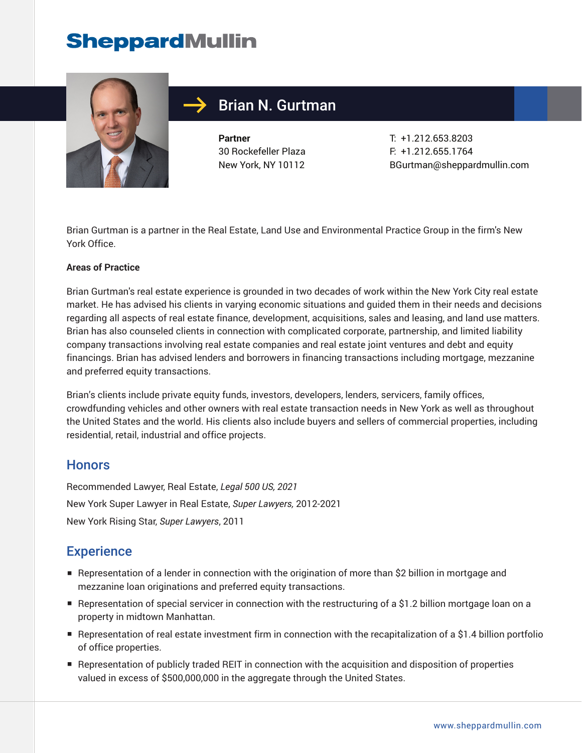# SheppardMullin

## Brian N. Gurtman

**Partner**
30 Rockefeller Plaza
New York, NY 10112

T: +1.212.653.8203
F: +1.212.655.1764
BGurtman@sheppardmullin.com

Brian Gurtman is a partner in the Real Estate, Land Use and Environmental Practice Group in the firm's New York Office.

**Areas of Practice**

Brian Gurtman's real estate experience is grounded in two decades of work within the New York City real estate market. He has advised his clients in varying economic situations and guided them in their needs and decisions regarding all aspects of real estate finance, development, acquisitions, sales and leasing, and land use matters. Brian has also counseled clients in connection with complicated corporate, partnership, and limited liability company transactions involving real estate companies and real estate joint ventures and debt and equity financings. Brian has advised lenders and borrowers in financing transactions including mortgage, mezzanine and preferred equity transactions.

Brian's clients include private equity funds, investors, developers, lenders, servicers, family offices, crowdfunding vehicles and other owners with real estate transaction needs in New York as well as throughout the United States and the world. His clients also include buyers and sellers of commercial properties, including residential, retail, industrial and office projects.

## Honors

Recommended Lawyer, Real Estate, *Legal 500 US, 2021*

New York Super Lawyer in Real Estate, *Super Lawyers,* 2012-2021

New York Rising Star, *Super Lawyers*, 2011

## Experience

- Representation of a lender in connection with the origination of more than $2 billion in mortgage and mezzanine loan originations and preferred equity transactions.
- Representation of special servicer in connection with the restructuring of a $1.2 billion mortgage loan on a property in midtown Manhattan.
- Representation of real estate investment firm in connection with the recapitalization of a $1.4 billion portfolio of office properties.
- Representation of publicly traded REIT in connection with the acquisition and disposition of properties valued in excess of $500,000,000 in the aggregate through the United States.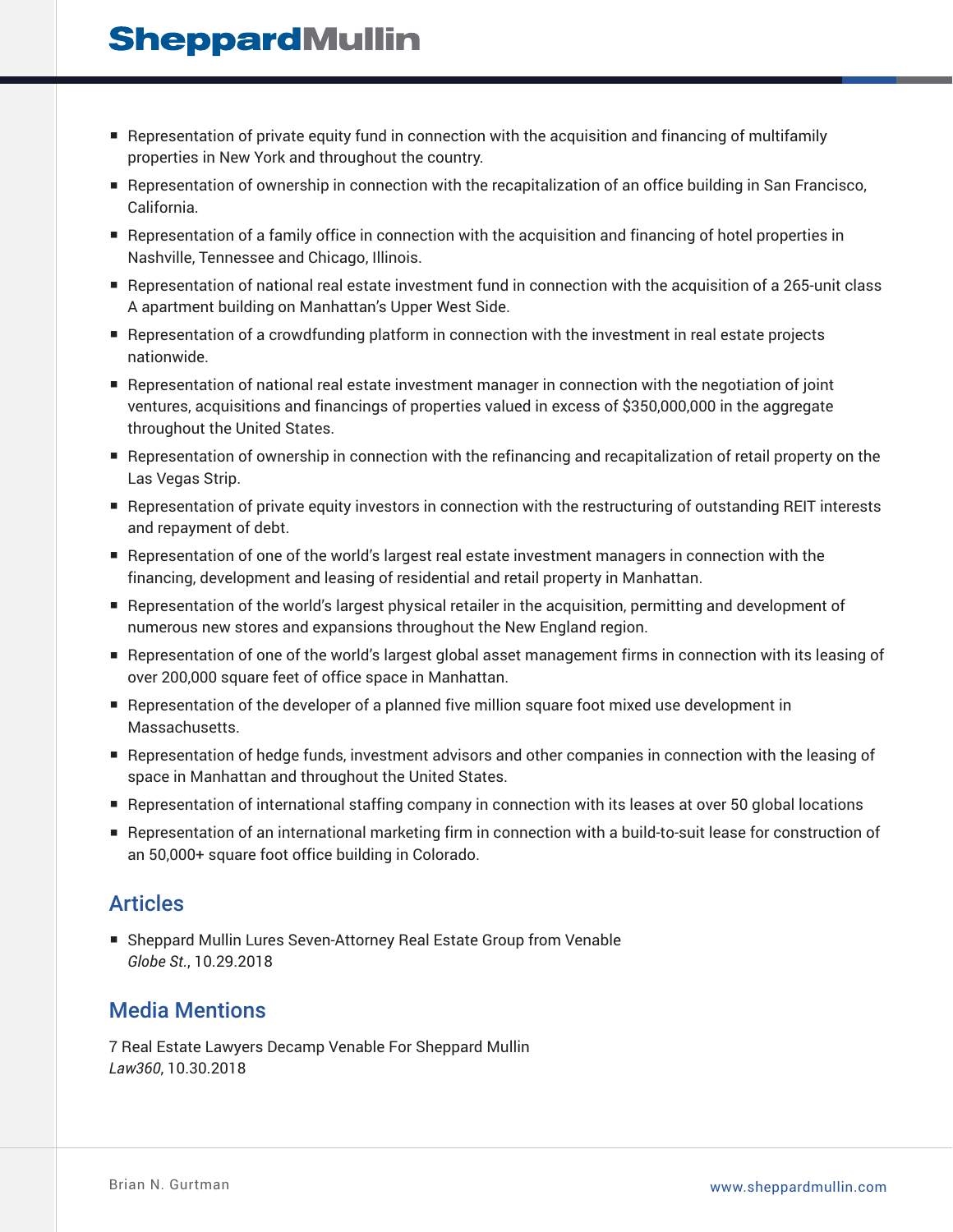- Representation of private equity fund in connection with the acquisition and financing of multifamily properties in New York and throughout the country.
- Representation of ownership in connection with the recapitalization of an office building in San Francisco, California.
- Representation of a family office in connection with the acquisition and financing of hotel properties in Nashville, Tennessee and Chicago, Illinois.
- Representation of national real estate investment fund in connection with the acquisition of a 265-unit class A apartment building on Manhattan's Upper West Side.
- Representation of a crowdfunding platform in connection with the investment in real estate projects nationwide.
- Representation of national real estate investment manager in connection with the negotiation of joint ventures, acquisitions and financings of properties valued in excess of $350,000,000 in the aggregate throughout the United States.
- Representation of ownership in connection with the refinancing and recapitalization of retail property on the Las Vegas Strip.
- Representation of private equity investors in connection with the restructuring of outstanding REIT interests and repayment of debt.
- Representation of one of the world's largest real estate investment managers in connection with the financing, development and leasing of residential and retail property in Manhattan.
- Representation of the world's largest physical retailer in the acquisition, permitting and development of numerous new stores and expansions throughout the New England region.
- Representation of one of the world's largest global asset management firms in connection with its leasing of over 200,000 square feet of office space in Manhattan.
- Representation of the developer of a planned five million square foot mixed use development in Massachusetts.
- Representation of hedge funds, investment advisors and other companies in connection with the leasing of space in Manhattan and throughout the United States.
- Representation of international staffing company in connection with its leases at over 50 global locations
- Representation of an international marketing firm in connection with a build-to-suit lease for construction of an 50,000+ square foot office building in Colorado.

## Articles

- Sheppard Mullin Lures Seven-Attorney Real Estate Group from Venable
  *Globe St.*, 10.29.2018

## Media Mentions

7 Real Estate Lawyers Decamp Venable For Sheppard Mullin
*Law360*, 10.30.2018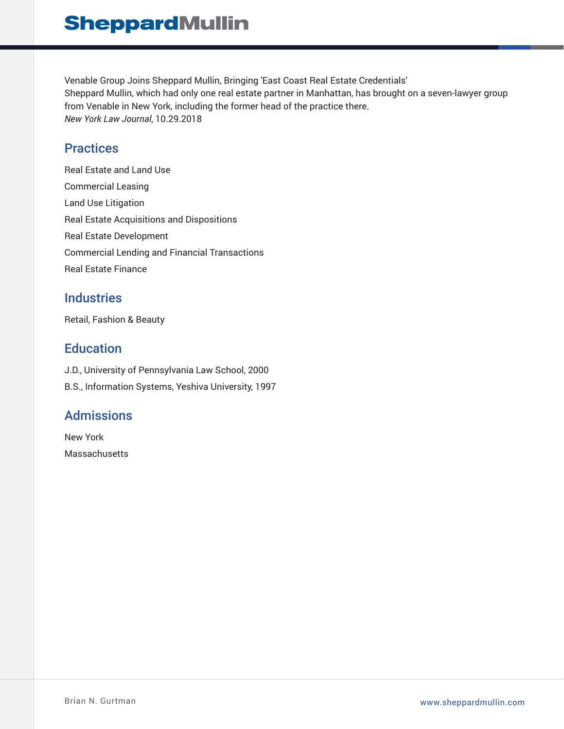Venable Group Joins Sheppard Mullin, Bringing 'East Coast Real Estate Credentials'
Sheppard Mullin, which had only one real estate partner in Manhattan, has brought on a seven-lawyer group from Venable in New York, including the former head of the practice there.
*New York Law Journal*, 10.29.2018

## Practices

Real Estate and Land Use

Commercial Leasing

Land Use Litigation

Real Estate Acquisitions and Dispositions

Real Estate Development

Commercial Lending and Financial Transactions

Real Estate Finance

## Industries

Retail, Fashion & Beauty

## Education

J.D., University of Pennsylvania Law School, 2000

B.S., Information Systems, Yeshiva University, 1997

## Admissions

New York

Massachusetts